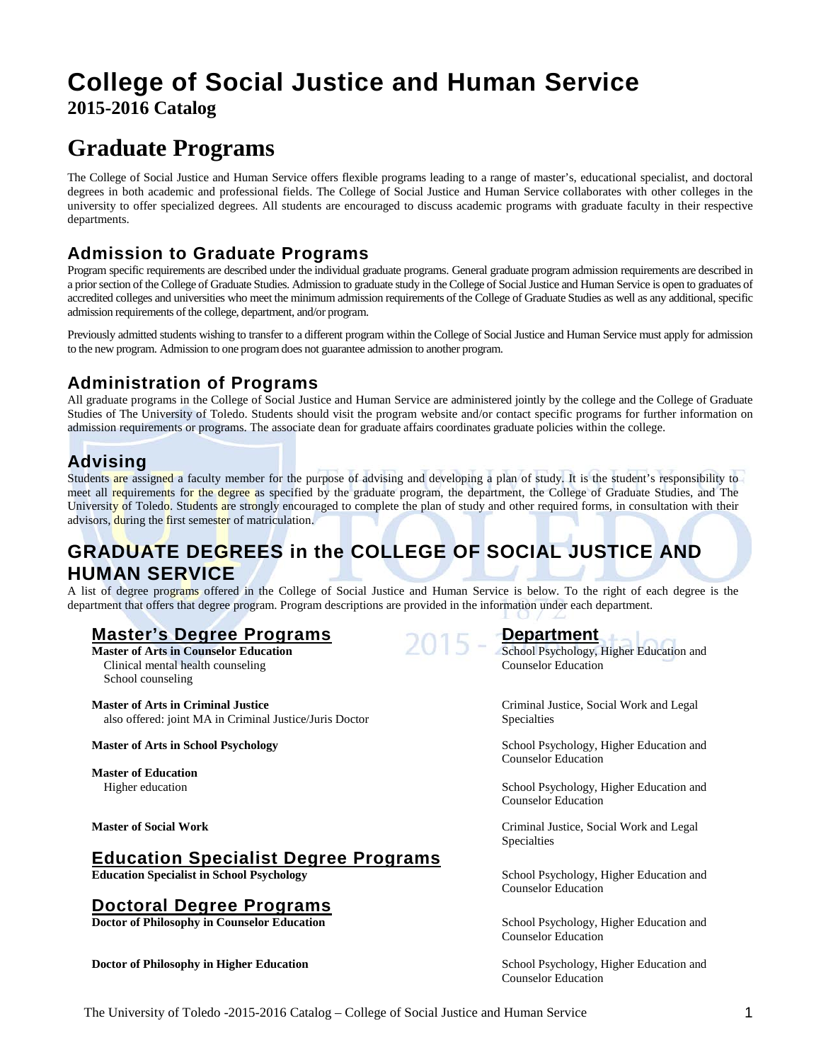# College of Social Justice and Human Service

**2015-2016 Catalog**

# Graduate Programs

The College of Social Justice and Human Service offers flexible programs leading to a range of master's, educational specialist, and doctoral degrees in both academic and professional fields. The College of Social Justice and Human Service collaborates with other colleges in the university to offer specialized degrees. All students are encouraged to discuss academic programs with graduate faculty in their respective departments.

## Admission to Graduate Programs

Program specific requirements are described under the individual graduate programs. General graduate program admission requirements are described in a prior section of the College of Graduate Studies. Admission to graduate study in the College of Social Justice and Human Service is open to graduates of accredited colleges and universities who meet the minimum admission requirements of the College of Graduate Studies as well as any additional, specific admission requirements of the college, department, and/or program.

Previously admitted students wishing to transfer to a different program within the College of Social Justice and Human Service must apply for admission to the new program. Admission to one program does not guarantee admission to another program.

## Administration of Programs

All graduate programs in the College of Social Justice and Human Service are administered jointly by the college and the College of Graduate Studies of The University of Toledo. Students should visit the program website and/or contact specific programs for further information on admission requirements or programs. The associate dean for graduate affairs coordinates graduate policies within the college.

## Advising

Students are assigned a faculty member for the purpose of advising and developing a plan of study. It is the student's responsibility to meet all requirements for the degree as specified by the graduate program, the department, the College of Graduate Studies, and The University of Toledo. Students are strongly encouraged to complete the plan of study and other required forms, in consultation with their advisors, during the first semester of matriculation.

## GRADUATE DEGREES in the COLLEGE OF SOCIAL JUSTICE AND HUMAN SERVICE

A list of degree programs offered in the College of Social Justice and Human Service is below. To the right of each degree is the department that offers that degree program. Program descriptions are provided in the information under each department.

| Degree | Department |
|---|---|
| **Master's Degree Programs** | |
| **Master of Arts in Counselor Education**<br>Clinical mental health counseling<br>School counseling | School Psychology, Higher Education and Counselor Education |
| **Master of Arts in Criminal Justice**<br>also offered: joint MA in Criminal Justice/Juris Doctor | Criminal Justice, Social Work and Legal Specialties |
| **Master of Arts in School Psychology** | School Psychology, Higher Education and Counselor Education |
| **Master of Education**<br>Higher education | School Psychology, Higher Education and Counselor Education |
| **Master of Social Work** | Criminal Justice, Social Work and Legal Specialties |
| **Education Specialist Degree Programs** | |
| **Education Specialist in School Psychology** | School Psychology, Higher Education and Counselor Education |
| **Doctoral Degree Programs** | |
| **Doctor of Philosophy in Counselor Education** | School Psychology, Higher Education and Counselor Education |
| **Doctor of Philosophy in Higher Education** | School Psychology, Higher Education and Counselor Education |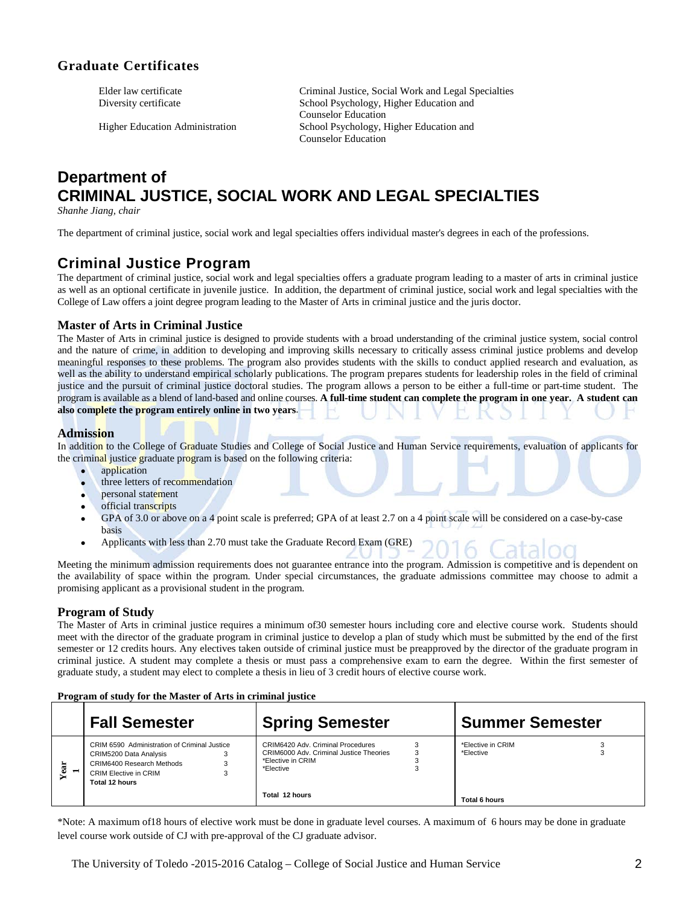## Graduate Certificates

| | |
|---|---|
| Elder law certificate | Criminal Justice, Social Work and Legal Specialties |
| Diversity certificate | School Psychology, Higher Education and Counselor Education |
| Higher Education Administration | School Psychology, Higher Education and Counselor Education |

# Department of CRIMINAL JUSTICE, SOCIAL WORK AND LEGAL SPECIALTIES

*Shanhe Jiang, chair*

The department of criminal justice, social work and legal specialties offers individual master's degrees in each of the professions.

## Criminal Justice Program

The department of criminal justice, social work and legal specialties offers a graduate program leading to a master of arts in criminal justice as well as an optional certificate in juvenile justice. In addition, the department of criminal justice, social work and legal specialties with the College of Law offers a joint degree program leading to the Master of Arts in criminal justice and the juris doctor.

### Master of Arts in Criminal Justice

The Master of Arts in criminal justice is designed to provide students with a broad understanding of the criminal justice system, social control and the nature of crime, in addition to developing and improving skills necessary to critically assess criminal justice problems and develop meaningful responses to these problems. The program also provides students with the skills to conduct applied research and evaluation, as well as the ability to understand empirical scholarly publications. The program prepares students for leadership roles in the field of criminal justice and the pursuit of criminal justice doctoral studies. The program allows a person to be either a full-time or part-time student. The program is available as a blend of land-based and online courses. **A full-time student can complete the program in one year. A student can also complete the program entirely online in two years**.

### Admission

In addition to the College of Graduate Studies and College of Social Justice and Human Service requirements, evaluation of applicants for the criminal justice graduate program is based on the following criteria:

- application
- three letters of recommendation
- personal statement
- official transcripts
- GPA of 3.0 or above on a 4 point scale is preferred; GPA of at least 2.7 on a 4 point scale will be considered on a case-by-case basis
- Applicants with less than 2.70 must take the Graduate Record Exam (GRE)

Meeting the minimum admission requirements does not guarantee entrance into the program. Admission is competitive and is dependent on the availability of space within the program. Under special circumstances, the graduate admissions committee may choose to admit a promising applicant as a provisional student in the program.

### Program of Study

The Master of Arts in criminal justice requires a minimum of30 semester hours including core and elective course work. Students should meet with the director of the graduate program in criminal justice to develop a plan of study which must be submitted by the end of the first semester or 12 credits hours. Any electives taken outside of criminal justice must be preapproved by the director of the graduate program in criminal justice. A student may complete a thesis or must pass a comprehensive exam to earn the degree. Within the first semester of graduate study, a student may elect to complete a thesis in lieu of 3 credit hours of elective course work.

**Program of study for the Master of Arts in criminal justice**

| | Fall Semester | | Spring Semester | | Summer Semester | |
|---|---|---|---|---|---|---|
| Year 1 | CRIM 6590 Administration of Criminal Justice | | CRIM6420 Adv. Criminal Procedures | 3 | *Elective in CRIM | 3 |
| | CRIM5200 Data Analysis | 3 | CRIM6000 Adv. Criminal Justice Theories | 3 | *Elective | 3 |
| | CRIM6400 Research Methods | 3 | *Elective in CRIM | 3 | | |
| | CRIM Elective in CRIM | 3 | *Elective | 3 | | |
| | Total 12 hours | | Total 12 hours | | Total 6 hours | |

*Note: A maximum of18 hours of elective work must be done in graduate level courses. A maximum of 6 hours may be done in graduate level course work outside of CJ with pre-approval of the CJ graduate advisor.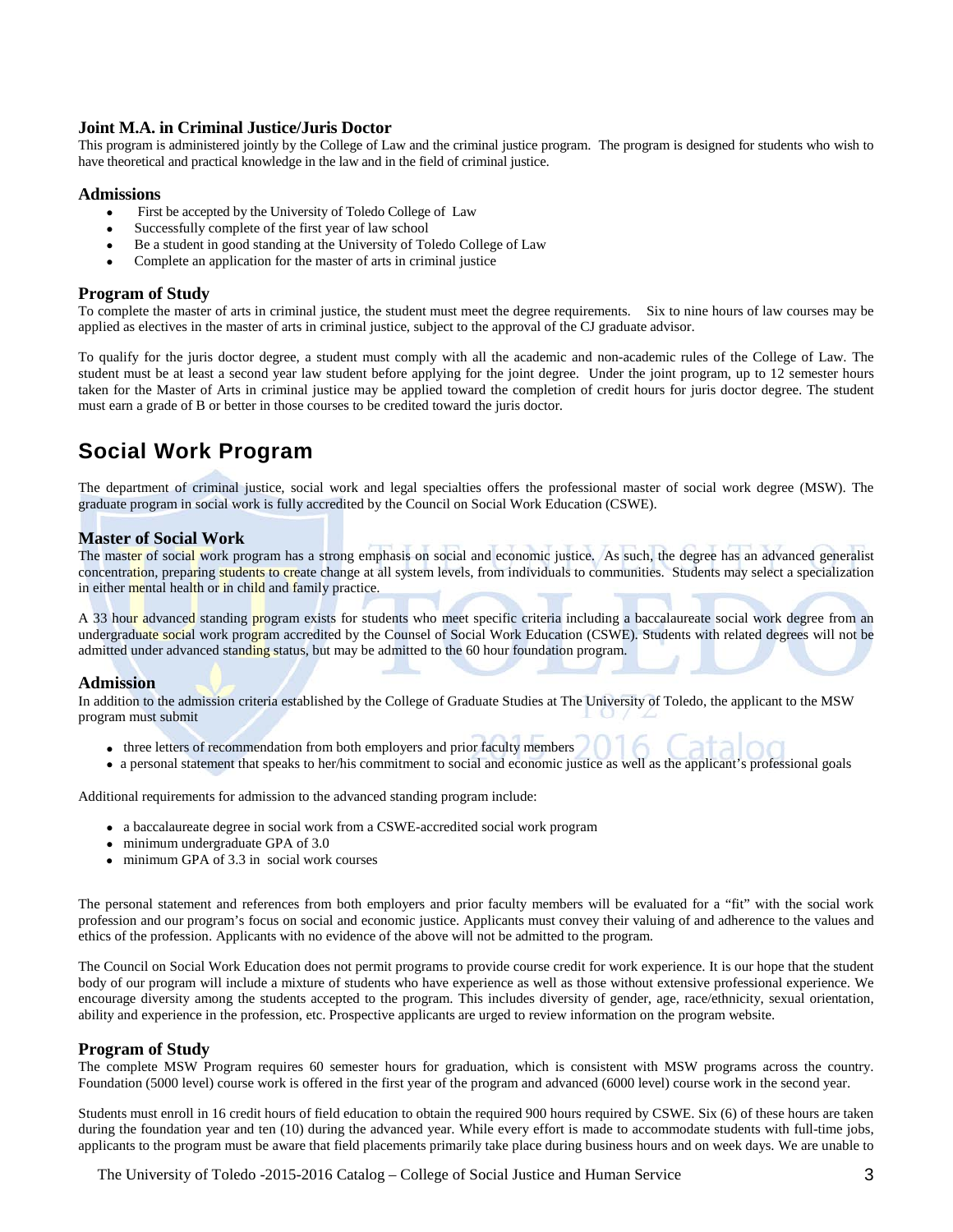### Joint M.A. in Criminal Justice/Juris Doctor

This program is administered jointly by the College of Law and the criminal justice program. The program is designed for students who wish to have theoretical and practical knowledge in the law and in the field of criminal justice.

#### Admissions

- First be accepted by the University of Toledo College of Law
- Successfully complete of the first year of law school
- Be a student in good standing at the University of Toledo College of Law
- Complete an application for the master of arts in criminal justice

#### Program of Study

To complete the master of arts in criminal justice, the student must meet the degree requirements. Six to nine hours of law courses may be applied as electives in the master of arts in criminal justice, subject to the approval of the CJ graduate advisor.

To qualify for the juris doctor degree, a student must comply with all the academic and non-academic rules of the College of Law. The student must be at least a second year law student before applying for the joint degree. Under the joint program, up to 12 semester hours taken for the Master of Arts in criminal justice may be applied toward the completion of credit hours for juris doctor degree. The student must earn a grade of B or better in those courses to be credited toward the juris doctor.

## Social Work Program

The department of criminal justice, social work and legal specialties offers the professional master of social work degree (MSW). The graduate program in social work is fully accredited by the Council on Social Work Education (CSWE).

### Master of Social Work

The master of social work program has a strong emphasis on social and economic justice. As such, the degree has an advanced generalist concentration, preparing students to create change at all system levels, from individuals to communities. Students may select a specialization in either mental health or in child and family practice.

A 33 hour advanced standing program exists for students who meet specific criteria including a baccalaureate social work degree from an undergraduate social work program accredited by the Counsel of Social Work Education (CSWE). Students with related degrees will not be admitted under advanced standing status, but may be admitted to the 60 hour foundation program.

#### Admission

In addition to the admission criteria established by the College of Graduate Studies at The University of Toledo, the applicant to the MSW program must submit

- three letters of recommendation from both employers and prior faculty members
- a personal statement that speaks to her/his commitment to social and economic justice as well as the applicant's professional goals

Additional requirements for admission to the advanced standing program include:

- a baccalaureate degree in social work from a CSWE-accredited social work program
- minimum undergraduate GPA of 3.0
- minimum GPA of 3.3 in social work courses

The personal statement and references from both employers and prior faculty members will be evaluated for a "fit" with the social work profession and our program's focus on social and economic justice. Applicants must convey their valuing of and adherence to the values and ethics of the profession. Applicants with no evidence of the above will not be admitted to the program.

The Council on Social Work Education does not permit programs to provide course credit for work experience. It is our hope that the student body of our program will include a mixture of students who have experience as well as those without extensive professional experience. We encourage diversity among the students accepted to the program. This includes diversity of gender, age, race/ethnicity, sexual orientation, ability and experience in the profession, etc. Prospective applicants are urged to review information on the program website.

#### Program of Study

The complete MSW Program requires 60 semester hours for graduation, which is consistent with MSW programs across the country. Foundation (5000 level) course work is offered in the first year of the program and advanced (6000 level) course work in the second year.

Students must enroll in 16 credit hours of field education to obtain the required 900 hours required by CSWE. Six (6) of these hours are taken during the foundation year and ten (10) during the advanced year. While every effort is made to accommodate students with full-time jobs, applicants to the program must be aware that field placements primarily take place during business hours and on week days. We are unable to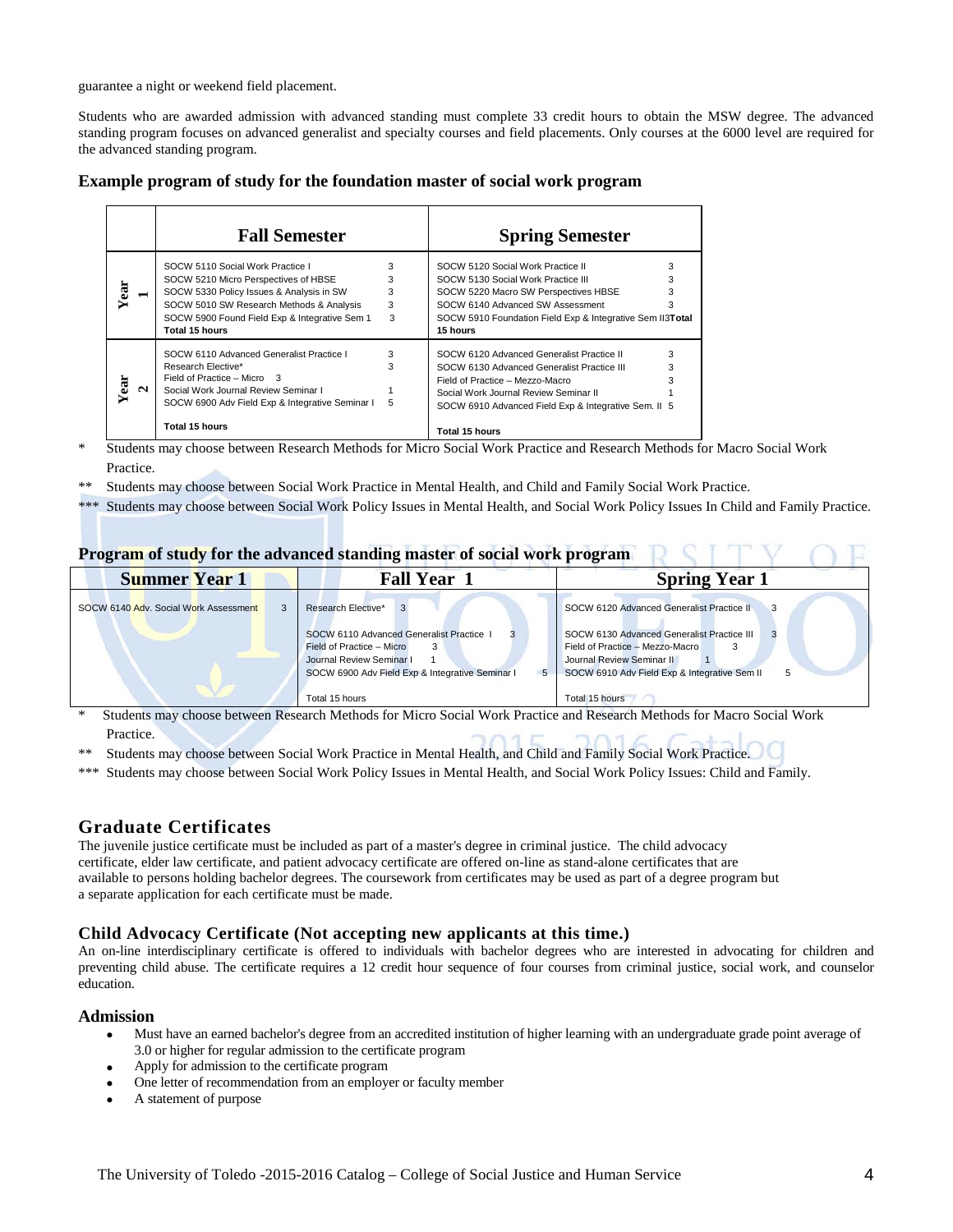guarantee a night or weekend field placement.

Students who are awarded admission with advanced standing must complete 33 credit hours to obtain the MSW degree. The advanced standing program focuses on advanced generalist and specialty courses and field placements. Only courses at the 6000 level are required for the advanced standing program.

### Example program of study for the foundation master of social work program

| | Fall Semester | | Spring Semester | |
|---|---|---|---|---|
| Year 1 | SOCW 5110 Social Work Practice I | 3 | SOCW 5120 Social Work Practice II | 3 |
| | SOCW 5210 Micro Perspectives of HBSE | 3 | SOCW 5130 Social Work Practice III | 3 |
| | SOCW 5330 Policy Issues & Analysis in SW | 3 | SOCW 5220 Macro SW Perspectives HBSE | 3 |
| | SOCW 5010 SW Research Methods & Analysis | 3 | SOCW 6140 Advanced SW Assessment | 3 |
| | SOCW 5900 Found Field Exp & Integrative Sem 1 | 3 | SOCW 5910 Foundation Field Exp & Integrative Sem II | 3 |
| | **Total 15 hours** | | **Total 15 hours** | |
| Year 2 | SOCW 6110 Advanced Generalist Practice I | 3 | SOCW 6120 Advanced Generalist Practice II | 3 |
| | Research Elective* | 3 | SOCW 6130 Advanced Generalist Practice III | 3 |
| | Field of Practice – Micro | 3 | Field of Practice – Mezzo-Macro | 3 |
| | Social Work Journal Review Seminar I | 1 | Social Work Journal Review Seminar II | 1 |
| | SOCW 6900 Adv Field Exp & Integrative Seminar I | 5 | SOCW 6910 Advanced Field Exp & Integrative Sem. II | 5 |
| | **Total 15 hours** | | **Total 15 hours** | |

\* Students may choose between Research Methods for Micro Social Work Practice and Research Methods for Macro Social Work Practice.

** Students may choose between Social Work Practice in Mental Health, and Child and Family Social Work Practice.

*** Students may choose between Social Work Policy Issues in Mental Health, and Social Work Policy Issues In Child and Family Practice.

### Program of study for the advanced standing master of social work program

| Summer Year 1 | | Fall Year 1 | | Spring Year 1 | |
|---|---|---|---|---|---|
| SOCW 6140 Adv. Social Work Assessment | 3 | Research Elective* | 3 | SOCW 6120 Advanced Generalist Practice II | 3 |
| | | SOCW 6110 Advanced Generalist Practice I | 3 | SOCW 6130 Advanced Generalist Practice III | 3 |
| | | Field of Practice – Micro | 3 | Field of Practice – Mezzo-Macro | 3 |
| | | Journal Review Seminar I | 1 | Journal Review Seminar II | 1 |
| | | SOCW 6900 Adv Field Exp & Integrative Seminar I | 5 | SOCW 6910 Adv Field Exp & Integrative Sem II | 5 |
| | | Total 15 hours | | Total 15 hours | |

\* Students may choose between Research Methods for Micro Social Work Practice and Research Methods for Macro Social Work Practice.

** Students may choose between Social Work Practice in Mental Health, and Child and Family Social Work Practice.

*** Students may choose between Social Work Policy Issues in Mental Health, and Social Work Policy Issues: Child and Family.

## Graduate Certificates

The juvenile justice certificate must be included as part of a master's degree in criminal justice. The child advocacy certificate, elder law certificate, and patient advocacy certificate are offered on-line as stand-alone certificates that are available to persons holding bachelor degrees. The coursework from certificates may be used as part of a degree program but a separate application for each certificate must be made.

## Child Advocacy Certificate (Not accepting new applicants at this time.)

An on-line interdisciplinary certificate is offered to individuals with bachelor degrees who are interested in advocating for children and preventing child abuse. The certificate requires a 12 credit hour sequence of four courses from criminal justice, social work, and counselor education.

### Admission

- Must have an earned bachelor's degree from an accredited institution of higher learning with an undergraduate grade point average of 3.0 or higher for regular admission to the certificate program
- Apply for admission to the certificate program
- One letter of recommendation from an employer or faculty member
- A statement of purpose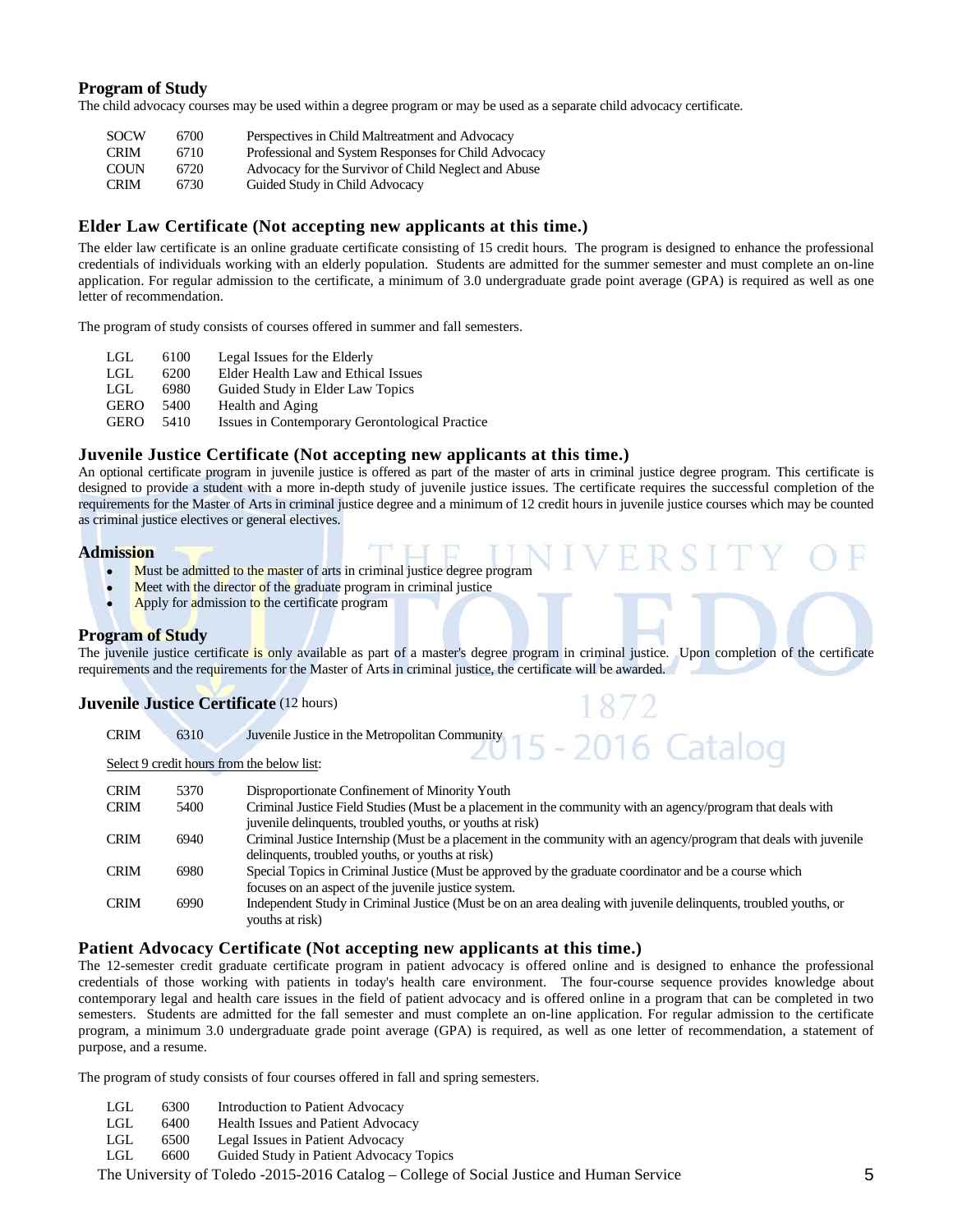### Program of Study

The child advocacy courses may be used within a degree program or may be used as a separate child advocacy certificate.

| | | |
|---|---|---|
| SOCW | 6700 | Perspectives in Child Maltreatment and Advocacy |
| CRIM | 6710 | Professional and System Responses for Child Advocacy |
| COUN | 6720 | Advocacy for the Survivor of Child Neglect and Abuse |
| CRIM | 6730 | Guided Study in Child Advocacy |

## Elder Law Certificate (Not accepting new applicants at this time.)

The elder law certificate is an online graduate certificate consisting of 15 credit hours. The program is designed to enhance the professional credentials of individuals working with an elderly population. Students are admitted for the summer semester and must complete an on-line application. For regular admission to the certificate, a minimum of 3.0 undergraduate grade point average (GPA) is required as well as one letter of recommendation.

The program of study consists of courses offered in summer and fall semesters.

| | | |
|---|---|---|
| LGL | 6100 | Legal Issues for the Elderly |
| LGL | 6200 | Elder Health Law and Ethical Issues |
| LGL | 6980 | Guided Study in Elder Law Topics |
| GERO | 5400 | Health and Aging |
| GERO | 5410 | Issues in Contemporary Gerontological Practice |

## Juvenile Justice Certificate (Not accepting new applicants at this time.)

An optional certificate program in juvenile justice is offered as part of the master of arts in criminal justice degree program. This certificate is designed to provide a student with a more in-depth study of juvenile justice issues. The certificate requires the successful completion of the requirements for the Master of Arts in criminal justice degree and a minimum of 12 credit hours in juvenile justice courses which may be counted as criminal justice electives or general electives.

### Admission

- Must be admitted to the master of arts in criminal justice degree program
- Meet with the director of the graduate program in criminal justice
- Apply for admission to the certificate program

### Program of Study

The juvenile justice certificate is only available as part of a master's degree program in criminal justice. Upon completion of the certificate requirements and the requirements for the Master of Arts in criminal justice, the certificate will be awarded.

### Juvenile Justice Certificate (12 hours)

| | | |
|---|---|---|
| CRIM | 6310 | Juvenile Justice in the Metropolitan Community |

Select 9 credit hours from the below list:

| | | |
|---|---|---|
| CRIM | 5370 | Disproportionate Confinement of Minority Youth |
| CRIM | 5400 | Criminal Justice Field Studies (Must be a placement in the community with an agency/program that deals with juvenile delinquents, troubled youths, or youths at risk) |
| CRIM | 6940 | Criminal Justice Internship (Must be a placement in the community with an agency/program that deals with juvenile delinquents, troubled youths, or youths at risk) |
| CRIM | 6980 | Special Topics in Criminal Justice (Must be approved by the graduate coordinator and be a course which focuses on an aspect of the juvenile justice system. |
| CRIM | 6990 | Independent Study in Criminal Justice (Must be on an area dealing with juvenile delinquents, troubled youths, or youths at risk) |

## Patient Advocacy Certificate (Not accepting new applicants at this time.)

The 12-semester credit graduate certificate program in patient advocacy is offered online and is designed to enhance the professional credentials of those working with patients in today's health care environment. The four-course sequence provides knowledge about contemporary legal and health care issues in the field of patient advocacy and is offered online in a program that can be completed in two semesters. Students are admitted for the fall semester and must complete an on-line application. For regular admission to the certificate program, a minimum 3.0 undergraduate grade point average (GPA) is required, as well as one letter of recommendation, a statement of purpose, and a resume.

The program of study consists of four courses offered in fall and spring semesters.

| | | |
|---|---|---|
| LGL | 6300 | Introduction to Patient Advocacy |
| LGL | 6400 | Health Issues and Patient Advocacy |
| LGL | 6500 | Legal Issues in Patient Advocacy |
| LGL | 6600 | Guided Study in Patient Advocacy Topics |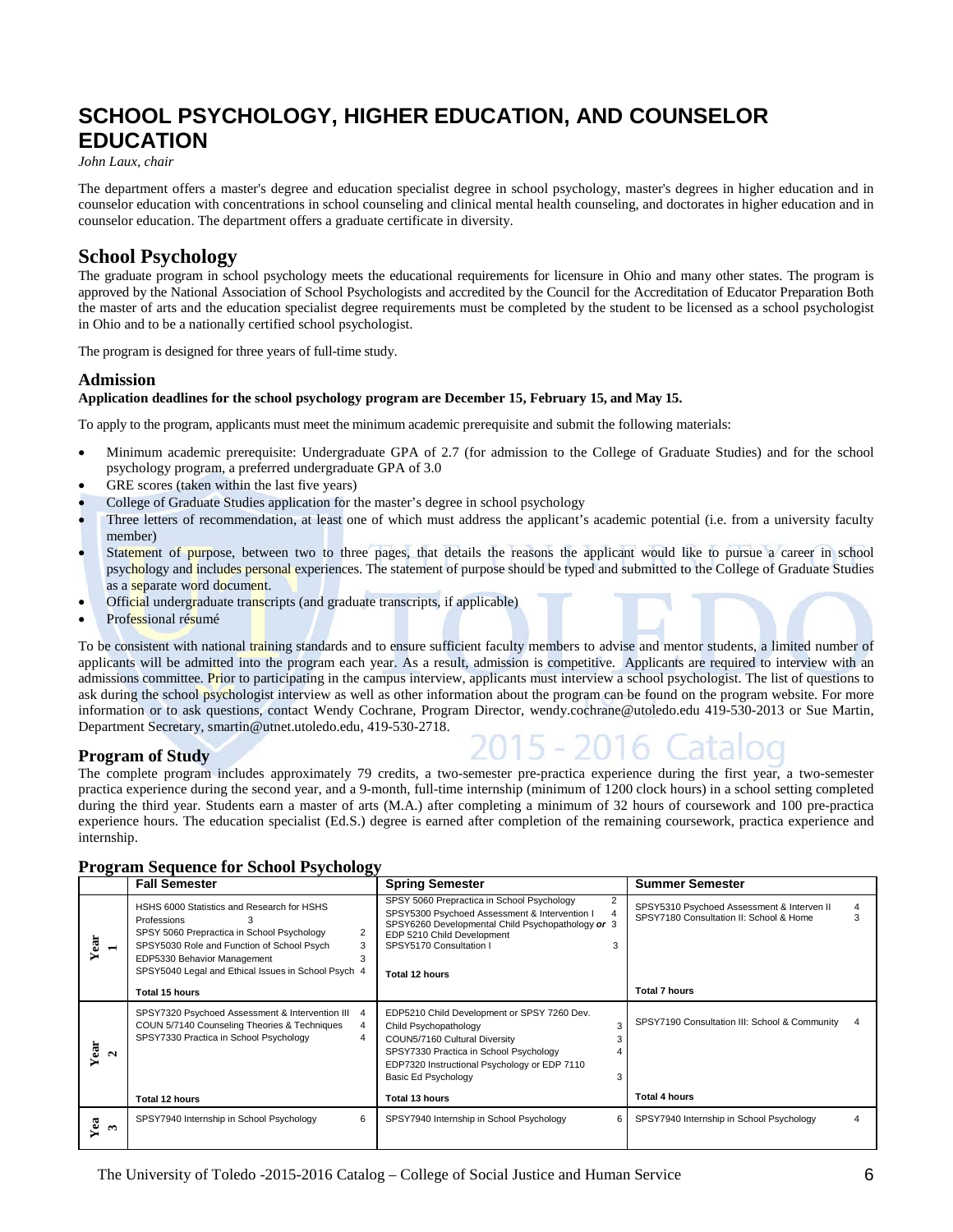# SCHOOL PSYCHOLOGY, HIGHER EDUCATION, AND COUNSELOR EDUCATION

*John Laux, chair*

The department offers a master's degree and education specialist degree in school psychology, master's degrees in higher education and in counselor education with concentrations in school counseling and clinical mental health counseling, and doctorates in higher education and in counselor education. The department offers a graduate certificate in diversity.

## School Psychology

The graduate program in school psychology meets the educational requirements for licensure in Ohio and many other states. The program is approved by the National Association of School Psychologists and accredited by the Council for the Accreditation of Educator Preparation Both the master of arts and the education specialist degree requirements must be completed by the student to be licensed as a school psychologist in Ohio and to be a nationally certified school psychologist.

The program is designed for three years of full-time study.

### Admission

**Application deadlines for the school psychology program are December 15, February 15, and May 15.**

To apply to the program, applicants must meet the minimum academic prerequisite and submit the following materials:

- Minimum academic prerequisite: Undergraduate GPA of 2.7 (for admission to the College of Graduate Studies) and for the school psychology program, a preferred undergraduate GPA of 3.0
- GRE scores (taken within the last five years)
- College of Graduate Studies application for the master's degree in school psychology
- Three letters of recommendation, at least one of which must address the applicant's academic potential (i.e. from a university faculty member)
- Statement of purpose, between two to three pages, that details the reasons the applicant would like to pursue a career in school psychology and includes personal experiences. The statement of purpose should be typed and submitted to the College of Graduate Studies as a separate word document.
- Official undergraduate transcripts (and graduate transcripts, if applicable)
- Professional résumé

To be consistent with national training standards and to ensure sufficient faculty members to advise and mentor students, a limited number of applicants will be admitted into the program each year. As a result, admission is competitive. Applicants are required to interview with an admissions committee. Prior to participating in the campus interview, applicants must interview a school psychologist. The list of questions to ask during the school psychologist interview as well as other information about the program can be found on the program website. For more information or to ask questions, contact Wendy Cochrane, Program Director, wendy.cochrane@utoledo.edu 419-530-2013 or Sue Martin, Department Secretary, smartin@utnet.utoledo.edu, 419-530-2718.

### Program of Study

The complete program includes approximately 79 credits, a two-semester pre-practica experience during the first year, a two-semester practica experience during the second year, and a 9-month, full-time internship (minimum of 1200 clock hours) in a school setting completed during the third year. Students earn a master of arts (M.A.) after completing a minimum of 32 hours of coursework and 100 pre-practica experience hours. The education specialist (Ed.S.) degree is earned after completion of the remaining coursework, practica experience and internship.

### Program Sequence for School Psychology

| | Fall Semester | | Spring Semester | | Summer Semester | |
|---|---|---|---|---|---|---|
| Year 1 | HSHS 6000 Statistics and Research for HSHS Professions | 3 | SPSY 5060 Prepractica in School Psychology | 2 | SPSY5310 Psychoed Assessment & Interven II | 4 |
| | SPSY 5060 Prepractica in School Psychology | 2 | SPSY5300 Psychoed Assessment & Intervention I | 4 | SPSY7180 Consultation II: School & Home | 3 |
| | SPSY5030 Role and Function of School Psych | 3 | SPSY6260 Developmental Child Psychopathology *or* EDP 5210 Child Development | 3 | | |
| | EDP5330 Behavior Management | 3 | SPSY5170 Consultation I | 3 | | |
| | SPSY5040 Legal and Ethical Issues in School Psych | 4 | | | | |
| | **Total 15 hours** | | **Total 12 hours** | | **Total 7 hours** | |
| Year 2 | SPSY7320 Psychoed Assessment & Intervention III | 4 | EDP5210 Child Development or SPSY 7260 Dev. Child Psychopathology | 3 | SPSY7190 Consultation III: School & Community | 4 |
| | COUN 5/7140 Counseling Theories & Techniques | 4 | COUN5/7160 Cultural Diversity | 3 | | |
| | SPSY7330 Practica in School Psychology | 4 | SPSY7330 Practica in School Psychology | 4 | | |
| | | | EDP7320 Instructional Psychology or EDP 7110 Basic Ed Psychology | 3 | | |
| | **Total 12 hours** | | **Total 13 hours** | | **Total 4 hours** | |
| Year 3 | SPSY7940 Internship in School Psychology | 6 | SPSY7940 Internship in School Psychology | 6 | SPSY7940 Internship in School Psychology | 4 |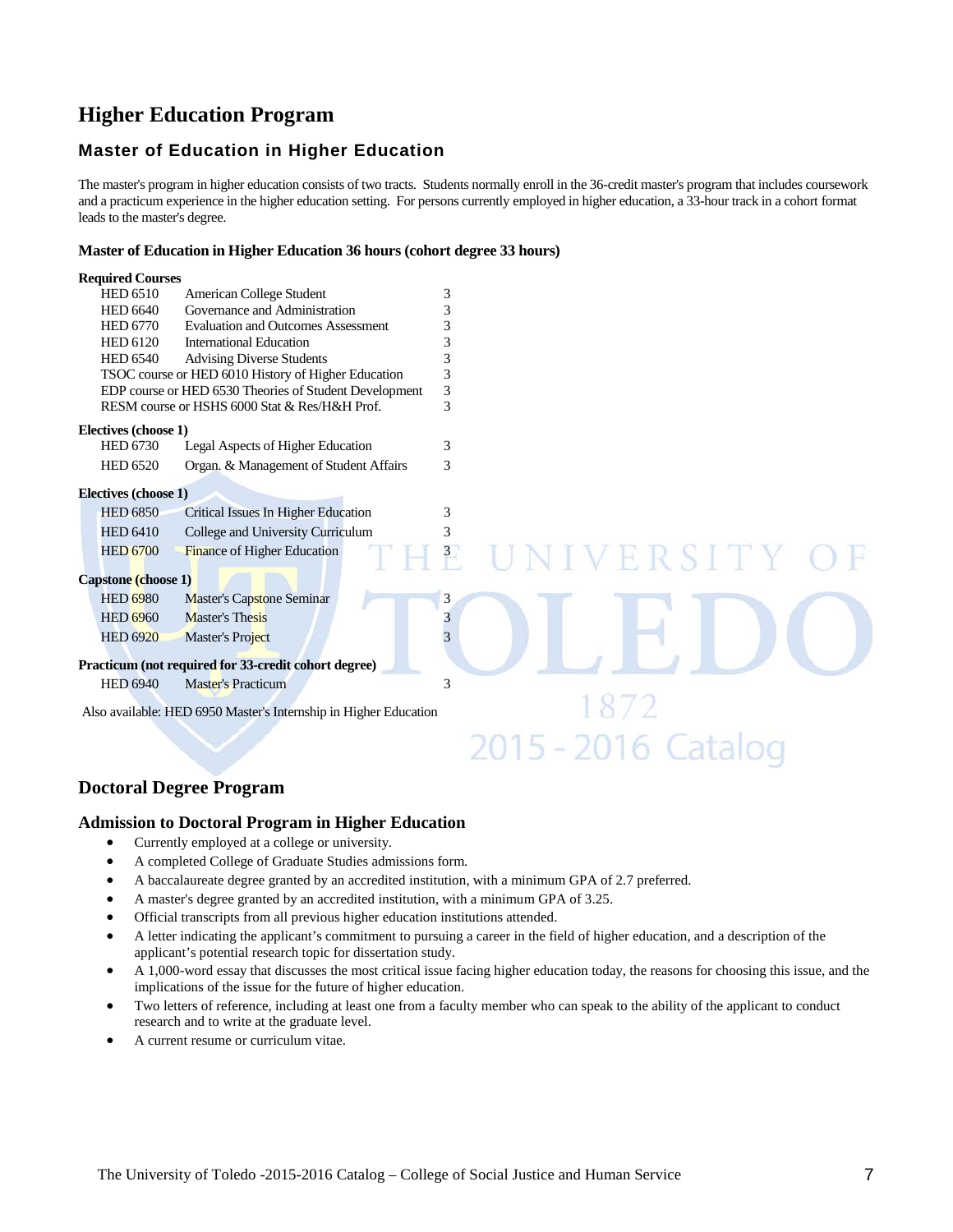# Higher Education Program

## Master of Education in Higher Education

The master's program in higher education consists of two tracts. Students normally enroll in the 36-credit master's program that includes coursework and a practicum experience in the higher education setting. For persons currently employed in higher education, a 33-hour track in a cohort format leads to the master's degree.

### Master of Education in Higher Education 36 hours (cohort degree 33 hours)

**Required Courses**

| | | |
|---|---|---|
| HED 6510 | American College Student | 3 |
| HED 6640 | Governance and Administration | 3 |
| HED 6770 | Evaluation and Outcomes Assessment | 3 |
| HED 6120 | International Education | 3 |
| HED 6540 | Advising Diverse Students | 3 |
| TSOC course or HED 6010 History of Higher Education | | 3 |
| EDP course or HED 6530 Theories of Student Development | | 3 |
| RESM course or HSHS 6000 Stat & Res/H&H Prof. | | 3 |

**Electives (choose 1)**

| | | |
|---|---|---|
| HED 6730 | Legal Aspects of Higher Education | 3 |
| HED 6520 | Organ. & Management of Student Affairs | 3 |

**Electives (choose 1)**

| | | |
|---|---|---|
| HED 6850 | Critical Issues In Higher Education | 3 |
| HED 6410 | College and University Curriculum | 3 |
| HED 6700 | Finance of Higher Education | 3 |

**Capstone (choose 1)**

| | | |
|---|---|---|
| HED 6980 | Master's Capstone Seminar | 3 |
| HED 6960 | Master's Thesis | 3 |
| HED 6920 | Master's Project | 3 |

**Practicum (not required for 33-credit cohort degree)**

| | | |
|---|---|---|
| HED 6940 | Master's Practicum | 3 |

Also available: HED 6950 Master's Internship in Higher Education

# Doctoral Degree Program

## Admission to Doctoral Program in Higher Education

- Currently employed at a college or university.
- A completed College of Graduate Studies admissions form.
- A baccalaureate degree granted by an accredited institution, with a minimum GPA of 2.7 preferred.
- A master's degree granted by an accredited institution, with a minimum GPA of 3.25.
- Official transcripts from all previous higher education institutions attended.
- A letter indicating the applicant's commitment to pursuing a career in the field of higher education, and a description of the applicant's potential research topic for dissertation study.
- A 1,000-word essay that discusses the most critical issue facing higher education today, the reasons for choosing this issue, and the implications of the issue for the future of higher education.
- Two letters of reference, including at least one from a faculty member who can speak to the ability of the applicant to conduct research and to write at the graduate level.
- A current resume or curriculum vitae.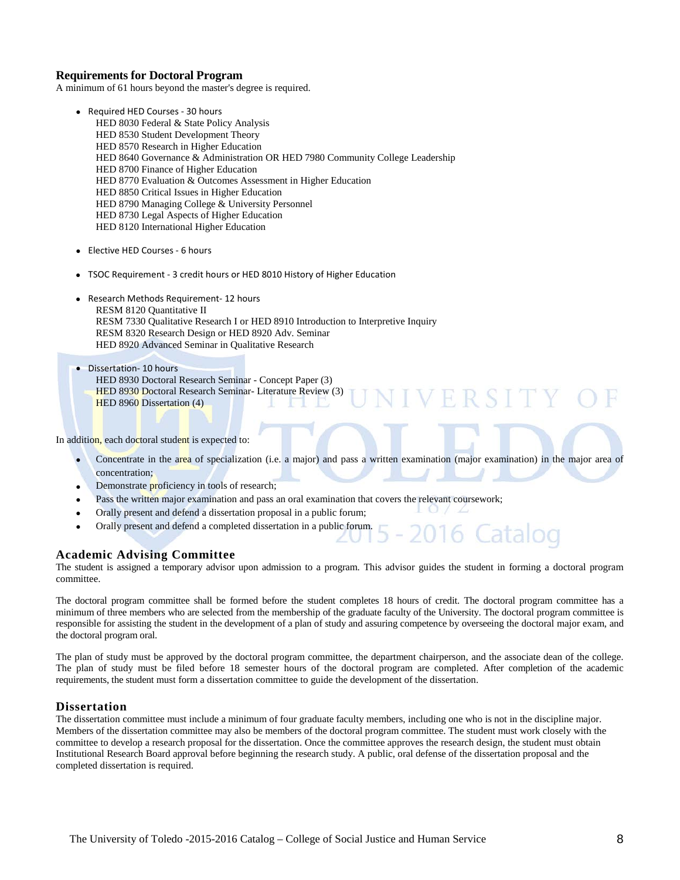## Requirements for Doctoral Program

A minimum of 61 hours beyond the master's degree is required.

- Required HED Courses - 30 hours
  HED 8030 Federal & State Policy Analysis
  HED 8530 Student Development Theory
  HED 8570 Research in Higher Education
  HED 8640 Governance & Administration OR HED 7980 Community College Leadership
  HED 8700 Finance of Higher Education
  HED 8770 Evaluation & Outcomes Assessment in Higher Education
  HED 8850 Critical Issues in Higher Education
  HED 8790 Managing College & University Personnel
  HED 8730 Legal Aspects of Higher Education
  HED 8120 International Higher Education

- Elective HED Courses - 6 hours

- TSOC Requirement - 3 credit hours or HED 8010 History of Higher Education

- Research Methods Requirement- 12 hours
  RESM 8120 Quantitative II
  RESM 7330 Qualitative Research I or HED 8910 Introduction to Interpretive Inquiry
  RESM 8320 Research Design or HED 8920 Adv. Seminar
  HED 8920 Advanced Seminar in Qualitative Research

- Dissertation- 10 hours
  HED 8930 Doctoral Research Seminar - Concept Paper (3)
  HED 8930 Doctoral Research Seminar- Literature Review (3)
  HED 8960 Dissertation (4)

In addition, each doctoral student is expected to:

- Concentrate in the area of specialization (i.e. a major) and pass a written examination (major examination) in the major area of concentration;
- Demonstrate proficiency in tools of research;
- Pass the written major examination and pass an oral examination that covers the relevant coursework;
- Orally present and defend a dissertation proposal in a public forum;
- Orally present and defend a completed dissertation in a public forum.

## Academic Advising Committee

The student is assigned a temporary advisor upon admission to a program. This advisor guides the student in forming a doctoral program committee.

The doctoral program committee shall be formed before the student completes 18 hours of credit. The doctoral program committee has a minimum of three members who are selected from the membership of the graduate faculty of the University. The doctoral program committee is responsible for assisting the student in the development of a plan of study and assuring competence by overseeing the doctoral major exam, and the doctoral program oral.

The plan of study must be approved by the doctoral program committee, the department chairperson, and the associate dean of the college. The plan of study must be filed before 18 semester hours of the doctoral program are completed. After completion of the academic requirements, the student must form a dissertation committee to guide the development of the dissertation.

## Dissertation

The dissertation committee must include a minimum of four graduate faculty members, including one who is not in the discipline major. Members of the dissertation committee may also be members of the doctoral program committee. The student must work closely with the committee to develop a research proposal for the dissertation. Once the committee approves the research design, the student must obtain Institutional Research Board approval before beginning the research study. A public, oral defense of the dissertation proposal and the completed dissertation is required.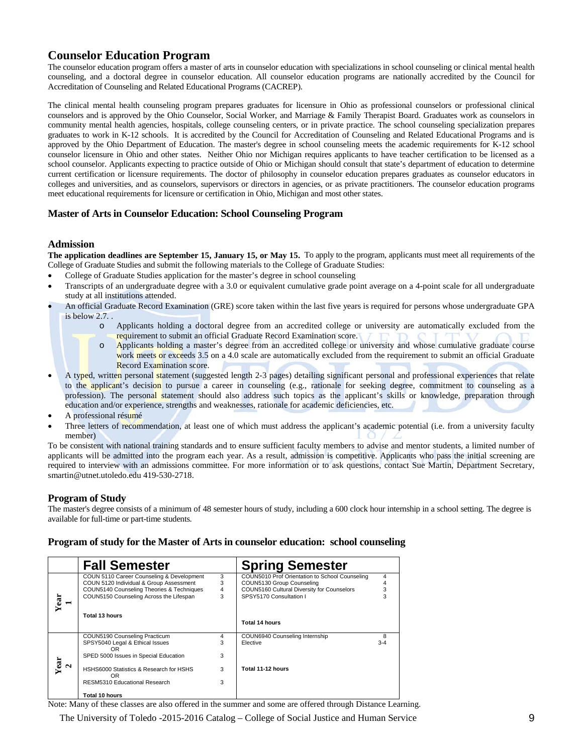## Counselor Education Program

The counselor education program offers a master of arts in counselor education with specializations in school counseling or clinical mental health counseling, and a doctoral degree in counselor education. All counselor education programs are nationally accredited by the Council for Accreditation of Counseling and Related Educational Programs (CACREP).

The clinical mental health counseling program prepares graduates for licensure in Ohio as professional counselors or professional clinical counselors and is approved by the Ohio Counselor, Social Worker, and Marriage & Family Therapist Board. Graduates work as counselors in community mental health agencies, hospitals, college counseling centers, or in private practice. The school counseling specialization prepares graduates to work in K-12 schools. It is accredited by the Council for Accreditation of Counseling and Related Educational Programs and is approved by the Ohio Department of Education. The master's degree in school counseling meets the academic requirements for K-12 school counselor licensure in Ohio and other states. Neither Ohio nor Michigan requires applicants to have teacher certification to be licensed as a school counselor. Applicants expecting to practice outside of Ohio or Michigan should consult that state's department of education to determine current certification or licensure requirements. The doctor of philosophy in counselor education prepares graduates as counselor educators in colleges and universities, and as counselors, supervisors or directors in agencies, or as private practitioners. The counselor education programs meet educational requirements for licensure or certification in Ohio, Michigan and most other states.

### Master of Arts in Counselor Education: School Counseling Program

### Admission

**The application deadlines are September 15, January 15, or May 15.** To apply to the program, applicants must meet all requirements of the College of Graduate Studies and submit the following materials to the College of Graduate Studies:

- College of Graduate Studies application for the master's degree in school counseling
- Transcripts of an undergraduate degree with a 3.0 or equivalent cumulative grade point average on a 4-point scale for all undergraduate study at all institutions attended.
- An official Graduate Record Examination (GRE) score taken within the last five years is required for persons whose undergraduate GPA is below 2.7. .
    - Applicants holding a doctoral degree from an accredited college or university are automatically excluded from the requirement to submit an official Graduate Record Examination score.
    - Applicants holding a master's degree from an accredited college or university and whose cumulative graduate course work meets or exceeds 3.5 on a 4.0 scale are automatically excluded from the requirement to submit an official Graduate Record Examination score.
- A typed, written personal statement (suggested length 2-3 pages) detailing significant personal and professional experiences that relate to the applicant's decision to pursue a career in counseling (e.g., rationale for seeking degree, commitment to counseling as a profession). The personal statement should also address such topics as the applicant's skills or knowledge, preparation through education and/or experience, strengths and weaknesses, rationale for academic deficiencies, etc.
- A professional résumé
- Three letters of recommendation, at least one of which must address the applicant's academic potential (i.e. from a university faculty member)

To be consistent with national training standards and to ensure sufficient faculty members to advise and mentor students, a limited number of applicants will be admitted into the program each year. As a result, admission is competitive. Applicants who pass the initial screening are required to interview with an admissions committee. For more information or to ask questions, contact Sue Martin, Department Secretary, smartin@utnet.utoledo.edu 419-530-2718.

### Program of Study

The master's degree consists of a minimum of 48 semester hours of study, including a 600 clock hour internship in a school setting. The degree is available for full-time or part-time students.

### Program of study for the Master of Arts in counselor education: school counseling

| | Fall Semester | | Spring Semester | |
|---|---|---|---|---|
| Year 1 | COUN 5110 Career Counseling & Development | 3 | COUN5010 Prof Orientation to School Counseling | 4 |
| | COUN 5120 Individual & Group Assessment | 3 | COUN5130 Group Counseling | 4 |
| | COUN5140 Counseling Theories & Techniques | 4 | COUN5160 Cultural Diversity for Counselors | 3 |
| | COUN5150 Counseling Across the Lifespan | 3 | SPSY5170 Consultation I | 3 |
| | **Total 13 hours** | | **Total 14 hours** | |
| Year 2 | COUN5190 Counseling Practicum | 4 | COUN6940 Counseling Internship | 8 |
| | SPSY5040 Legal & Ethical Issues OR | 3 | Elective | 3-4 |
| | SPED 5000 Issues in Special Education | 3 | | |
| | HSHS6000 Statistics & Research for HSHS OR | 3 | **Total 11-12 hours** | |
| | RESM5310 Educational Research | 3 | | |
| | **Total 10 hours** | | | |

Note: Many of these classes are also offered in the summer and some are offered through Distance Learning.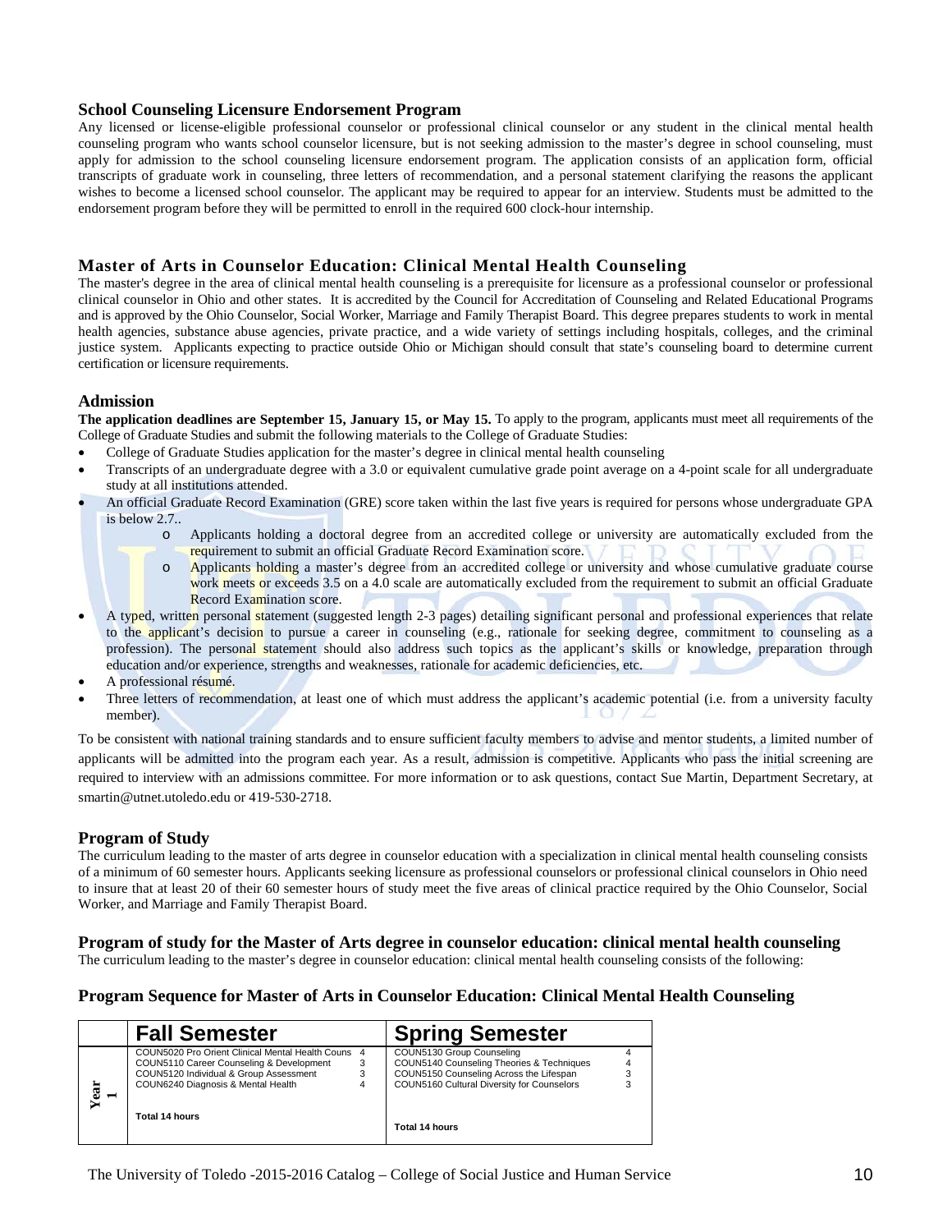## School Counseling Licensure Endorsement Program

Any licensed or license-eligible professional counselor or professional clinical counselor or any student in the clinical mental health counseling program who wants school counselor licensure, but is not seeking admission to the master's degree in school counseling, must apply for admission to the school counseling licensure endorsement program. The application consists of an application form, official transcripts of graduate work in counseling, three letters of recommendation, and a personal statement clarifying the reasons the applicant wishes to become a licensed school counselor. The applicant may be required to appear for an interview. Students must be admitted to the endorsement program before they will be permitted to enroll in the required 600 clock-hour internship.

## Master of Arts in Counselor Education: Clinical Mental Health Counseling

The master's degree in the area of clinical mental health counseling is a prerequisite for licensure as a professional counselor or professional clinical counselor in Ohio and other states. It is accredited by the Council for Accreditation of Counseling and Related Educational Programs and is approved by the Ohio Counselor, Social Worker, Marriage and Family Therapist Board. This degree prepares students to work in mental health agencies, substance abuse agencies, private practice, and a wide variety of settings including hospitals, colleges, and the criminal justice system. Applicants expecting to practice outside Ohio or Michigan should consult that state's counseling board to determine current certification or licensure requirements.

### Admission

**The application deadlines are September 15, January 15, or May 15.** To apply to the program, applicants must meet all requirements of the College of Graduate Studies and submit the following materials to the College of Graduate Studies:

- College of Graduate Studies application for the master's degree in clinical mental health counseling
- Transcripts of an undergraduate degree with a 3.0 or equivalent cumulative grade point average on a 4-point scale for all undergraduate study at all institutions attended.
- An official Graduate Record Examination (GRE) score taken within the last five years is required for persons whose undergraduate GPA is below 2.7..
  - Applicants holding a doctoral degree from an accredited college or university are automatically excluded from the requirement to submit an official Graduate Record Examination score.
  - Applicants holding a master's degree from an accredited college or university and whose cumulative graduate course work meets or exceeds 3.5 on a 4.0 scale are automatically excluded from the requirement to submit an official Graduate Record Examination score.
- A typed, written personal statement (suggested length 2-3 pages) detailing significant personal and professional experiences that relate to the applicant's decision to pursue a career in counseling (e.g., rationale for seeking degree, commitment to counseling as a profession). The personal statement should also address such topics as the applicant's skills or knowledge, preparation through education and/or experience, strengths and weaknesses, rationale for academic deficiencies, etc.
- A professional résumé.
- Three letters of recommendation, at least one of which must address the applicant's academic potential (i.e. from a university faculty member).

To be consistent with national training standards and to ensure sufficient faculty members to advise and mentor students, a limited number of applicants will be admitted into the program each year. As a result, admission is competitive. Applicants who pass the initial screening are required to interview with an admissions committee. For more information or to ask questions, contact Sue Martin, Department Secretary, at smartin@utnet.utoledo.edu or 419-530-2718.

### Program of Study

The curriculum leading to the master of arts degree in counselor education with a specialization in clinical mental health counseling consists of a minimum of 60 semester hours. Applicants seeking licensure as professional counselors or professional clinical counselors in Ohio need to insure that at least 20 of their 60 semester hours of study meet the five areas of clinical practice required by the Ohio Counselor, Social Worker, and Marriage and Family Therapist Board.

### Program of study for the Master of Arts degree in counselor education: clinical mental health counseling

The curriculum leading to the master's degree in counselor education: clinical mental health counseling consists of the following:

### Program Sequence for Master of Arts in Counselor Education: Clinical Mental Health Counseling

| | Fall Semester | | Spring Semester | |
|---|---|---|---|---|
| Year 1 | COUN5020 Pro Orient Clinical Mental Health Couns | 4 | COUN5130 Group Counseling | 4 |
| | COUN5110 Career Counseling & Development | 3 | COUN5140 Counseling Theories & Techniques | 4 |
| | COUN5120 Individual & Group Assessment | 3 | COUN5150 Counseling Across the Lifespan | 3 |
| | COUN6240 Diagnosis & Mental Health | 4 | COUN5160 Cultural Diversity for Counselors | 3 |
| | Total 14 hours | | Total 14 hours | |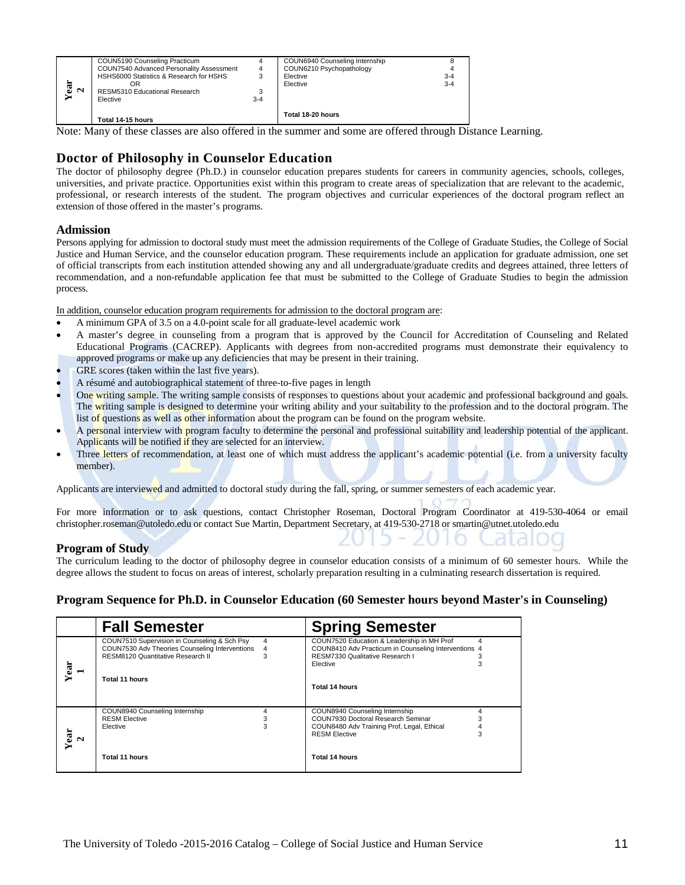| | Fall Semester | | Spring Semester | |
|---|---|---|---|---|
| Year 2 | COUN5190 Counseling Practicum | 4 | COUN6940 Counseling Internship | 8 |
| | COUN7540 Advanced Personality Assessment | 4 | COUN6210 Psychopathology | 4 |
| | HSHS6000 Statistics & Research for HSHS | 3 | Elective | 3-4 |
| | OR | | Elective | 3-4 |
| | RESM5310 Educational Research | 3 | | |
| | Elective | 3-4 | | |
| | **Total 14-15 hours** | | **Total 18-20 hours** | |

Note: Many of these classes are also offered in the summer and some are offered through Distance Learning.

## Doctor of Philosophy in Counselor Education

The doctor of philosophy degree (Ph.D.) in counselor education prepares students for careers in community agencies, schools, colleges, universities, and private practice. Opportunities exist within this program to create areas of specialization that are relevant to the academic, professional, or research interests of the student. The program objectives and curricular experiences of the doctoral program reflect an extension of those offered in the master's programs.

### Admission

Persons applying for admission to doctoral study must meet the admission requirements of the College of Graduate Studies, the College of Social Justice and Human Service, and the counselor education program. These requirements include an application for graduate admission, one set of official transcripts from each institution attended showing any and all undergraduate/graduate credits and degrees attained, three letters of recommendation, and a non-refundable application fee that must be submitted to the College of Graduate Studies to begin the admission process.

In addition, counselor education program requirements for admission to the doctoral program are:

- A minimum GPA of 3.5 on a 4.0-point scale for all graduate-level academic work
- A master's degree in counseling from a program that is approved by the Council for Accreditation of Counseling and Related Educational Programs (CACREP). Applicants with degrees from non-accredited programs must demonstrate their equivalency to approved programs or make up any deficiencies that may be present in their training.
- GRE scores (taken within the last five years).
- A résumé and autobiographical statement of three-to-five pages in length
- One writing sample. The writing sample consists of responses to questions about your academic and professional background and goals. The writing sample is designed to determine your writing ability and your suitability to the profession and to the doctoral program. The list of questions as well as other information about the program can be found on the program website.
- A personal interview with program faculty to determine the personal and professional suitability and leadership potential of the applicant. Applicants will be notified if they are selected for an interview.
- Three letters of recommendation, at least one of which must address the applicant's academic potential (i.e. from a university faculty member).

Applicants are interviewed and admitted to doctoral study during the fall, spring, or summer semesters of each academic year.

For more information or to ask questions, contact Christopher Roseman, Doctoral Program Coordinator at 419-530-4064 or email christopher.roseman@utoledo.edu or contact Sue Martin, Department Secretary, at 419-530-2718 or smartin@utnet.utoledo.edu

### Program of Study

The curriculum leading to the doctor of philosophy degree in counselor education consists of a minimum of 60 semester hours. While the degree allows the student to focus on areas of interest, scholarly preparation resulting in a culminating research dissertation is required.

### Program Sequence for Ph.D. in Counselor Education (60 Semester hours beyond Master's in Counseling)

| | Fall Semester | | Spring Semester | |
|---|---|---|---|---|
| Year 1 | COUN7510 Supervision in Counseling & Sch Psy | 4 | COUN7520 Education & Leadership in MH Prof | 4 |
| | COUN7530 Adv Theories Counseling Interventions | 4 | COUN8410 Adv Practicum in Counseling Interventions | 4 |
| | RESM8120 Quantitative Research II | 3 | RESM7330 Qualitative Research I | 3 |
| | | | Elective | 3 |
| | **Total 11 hours** | | **Total 14 hours** | |
| Year 2 | COUN8940 Counseling Internship | 4 | COUN8940 Counseling Internship | 4 |
| | RESM Elective | 3 | COUN7930 Doctoral Research Seminar | 3 |
| | Elective | 3 | COUN8480 Adv Training Prof, Legal, Ethical | 4 |
| | | | RESM Elective | 3 |
| | **Total 11 hours** | | **Total 14 hours** | |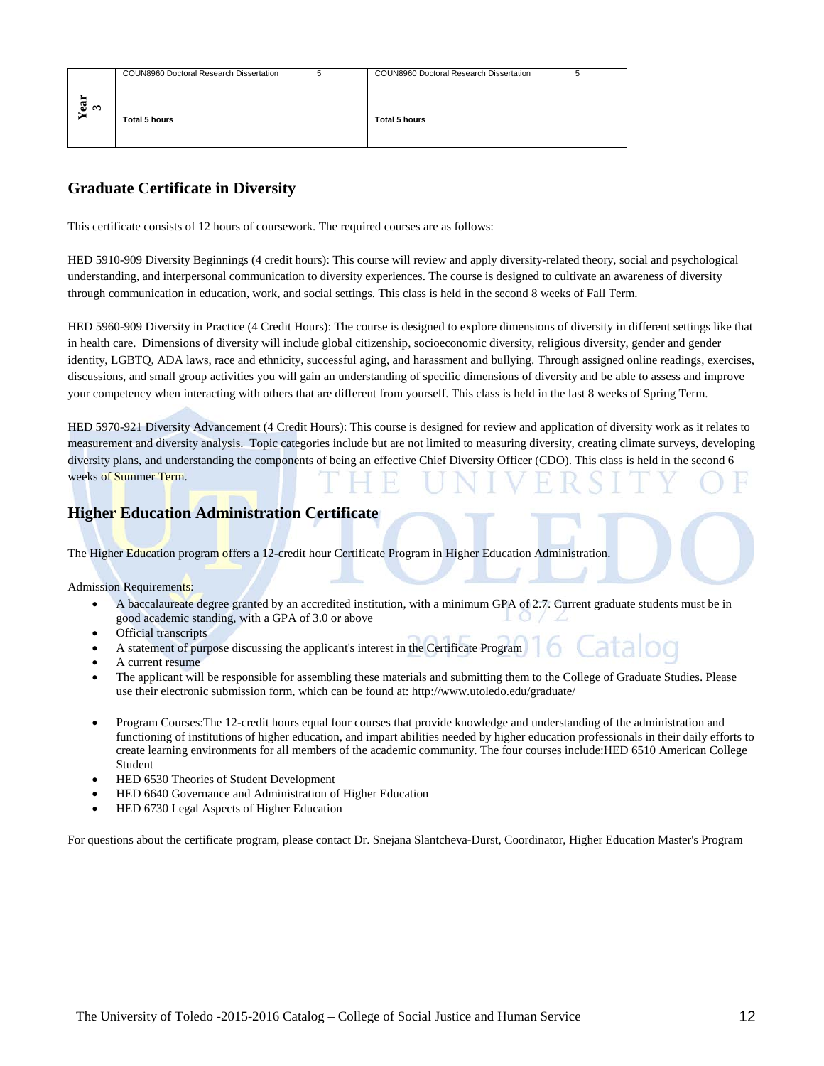| | | | | |
|---|---|---|---|---|
| Year 3 | COUN8960 Doctoral Research Dissertation | 5 | COUN8960 Doctoral Research Dissertation | 5 |
| | **Total 5 hours** | | **Total 5 hours** | |

## Graduate Certificate in Diversity

This certificate consists of 12 hours of coursework. The required courses are as follows:

HED 5910-909 Diversity Beginnings (4 credit hours): This course will review and apply diversity-related theory, social and psychological understanding, and interpersonal communication to diversity experiences. The course is designed to cultivate an awareness of diversity through communication in education, work, and social settings. This class is held in the second 8 weeks of Fall Term.

HED 5960-909 Diversity in Practice (4 Credit Hours): The course is designed to explore dimensions of diversity in different settings like that in health care. Dimensions of diversity will include global citizenship, socioeconomic diversity, religious diversity, gender and gender identity, LGBTQ, ADA laws, race and ethnicity, successful aging, and harassment and bullying. Through assigned online readings, exercises, discussions, and small group activities you will gain an understanding of specific dimensions of diversity and be able to assess and improve your competency when interacting with others that are different from yourself. This class is held in the last 8 weeks of Spring Term.

HED 5970-921 Diversity Advancement (4 Credit Hours): This course is designed for review and application of diversity work as it relates to measurement and diversity analysis. Topic categories include but are not limited to measuring diversity, creating climate surveys, developing diversity plans, and understanding the components of being an effective Chief Diversity Officer (CDO). This class is held in the second 6 weeks of Summer Term.

## Higher Education Administration Certificate

The Higher Education program offers a 12-credit hour Certificate Program in Higher Education Administration.

Admission Requirements:

- A baccalaureate degree granted by an accredited institution, with a minimum GPA of 2.7. Current graduate students must be in good academic standing, with a GPA of 3.0 or above
- Official transcripts
- A statement of purpose discussing the applicant's interest in the Certificate Program
- A current resume
- The applicant will be responsible for assembling these materials and submitting them to the College of Graduate Studies. Please use their electronic submission form, which can be found at: http://www.utoledo.edu/graduate/

- Program Courses:The 12-credit hours equal four courses that provide knowledge and understanding of the administration and functioning of institutions of higher education, and impart abilities needed by higher education professionals in their daily efforts to create learning environments for all members of the academic community. The four courses include:HED 6510 American College Student
- HED 6530 Theories of Student Development
- HED 6640 Governance and Administration of Higher Education
- HED 6730 Legal Aspects of Higher Education

For questions about the certificate program, please contact Dr. Snejana Slantcheva-Durst, Coordinator, Higher Education Master's Program